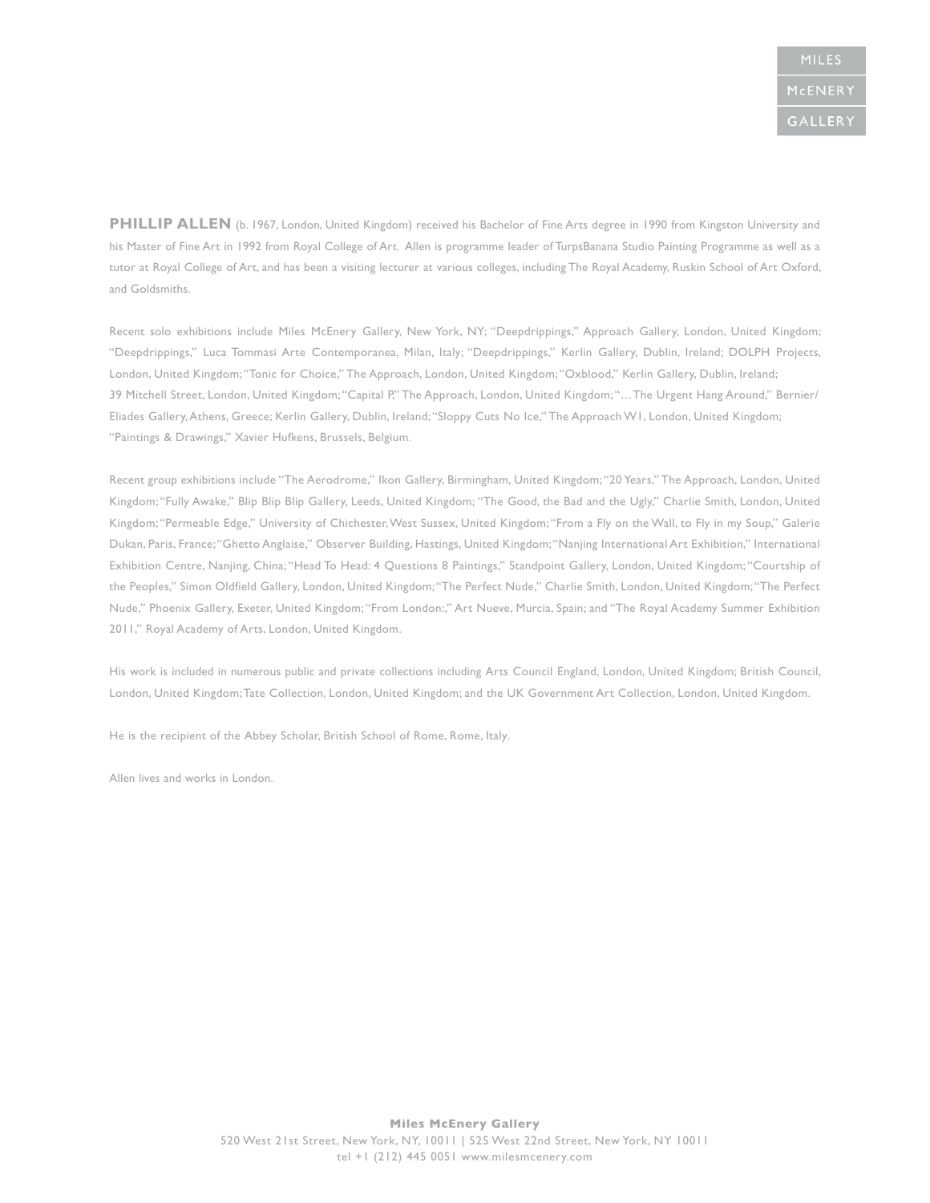MILES
McENERY
GALLERY

**PHILLIP ALLEN** (b. 1967, London, United Kingdom) received his Bachelor of Fine Arts degree in 1990 from Kingston University and his Master of Fine Art in 1992 from Royal College of Art. Allen is programme leader of TurpsBanana Studio Painting Programme as well as a tutor at Royal College of Art, and has been a visiting lecturer at various colleges, including The Royal Academy, Ruskin School of Art Oxford, and Goldsmiths.

Recent solo exhibitions include Miles McEnery Gallery, New York, NY; "Deepdrippings," Approach Gallery, London, United Kingdom; "Deepdrippings," Luca Tommasi Arte Contemporanea, Milan, Italy; "Deepdrippings," Kerlin Gallery, Dublin, Ireland; DOLPH Projects, London, United Kingdom; "Tonic for Choice," The Approach, London, United Kingdom; "Oxblood," Kerlin Gallery, Dublin, Ireland; 39 Mitchell Street, London, United Kingdom; "Capital P," The Approach, London, United Kingdom; "…The Urgent Hang Around," Bernier/Eliades Gallery, Athens, Greece; Kerlin Gallery, Dublin, Ireland; "Sloppy Cuts No Ice," The Approach W1, London, United Kingdom; "Paintings & Drawings," Xavier Hufkens, Brussels, Belgium.

Recent group exhibitions include "The Aerodrome," Ikon Gallery, Birmingham, United Kingdom; "20 Years," The Approach, London, United Kingdom; "Fully Awake," Blip Blip Blip Gallery, Leeds, United Kingdom; "The Good, the Bad and the Ugly," Charlie Smith, London, United Kingdom; "Permeable Edge," University of Chichester, West Sussex, United Kingdom; "From a Fly on the Wall, to Fly in my Soup," Galerie Dukan, Paris, France; "Ghetto Anglaise," Observer Building, Hastings, United Kingdom; "Nanjing International Art Exhibition," International Exhibition Centre, Nanjing, China; "Head To Head: 4 Questions 8 Paintings," Standpoint Gallery, London, United Kingdom; "Courtship of the Peoples," Simon Oldfield Gallery, London, United Kingdom; "The Perfect Nude," Charlie Smith, London, United Kingdom; "The Perfect Nude," Phoenix Gallery, Exeter, United Kingdom; "From London:," Art Nueve, Murcia, Spain; and "The Royal Academy Summer Exhibition 2011," Royal Academy of Arts, London, United Kingdom.

His work is included in numerous public and private collections including Arts Council England, London, United Kingdom; British Council, London, United Kingdom; Tate Collection, London, United Kingdom; and the UK Government Art Collection, London, United Kingdom.

He is the recipient of the Abbey Scholar, British School of Rome, Rome, Italy.

Allen lives and works in London.

**Miles McEnery Gallery**
520 West 21st Street, New York, NY, 10011 | 525 West 22nd Street, New York, NY 10011
tel +1 (212) 445 0051 www.milesmcenery.com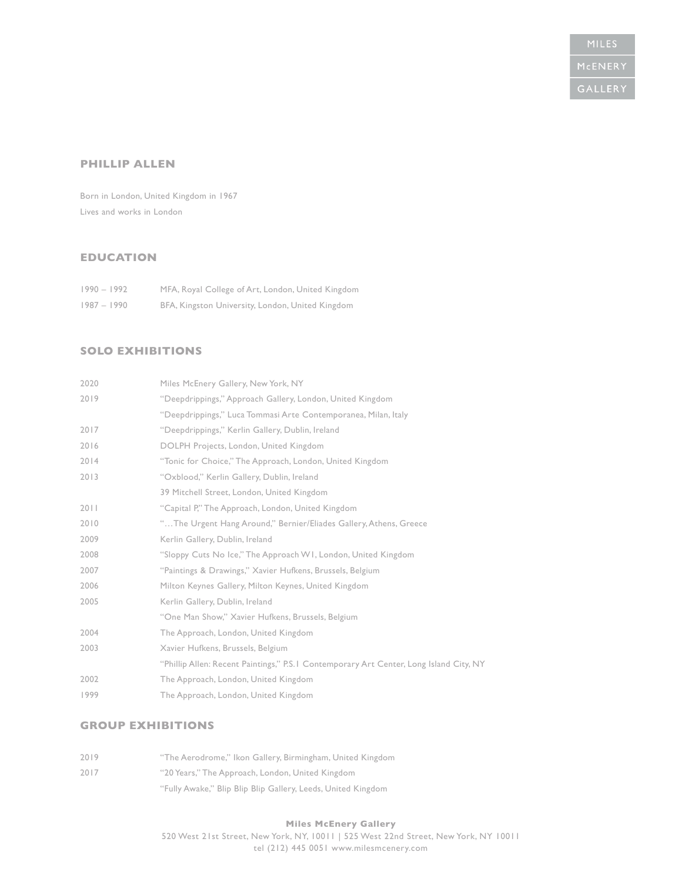## PHILLIP ALLEN

Born in London, United Kingdom in 1967
Lives and works in London

## EDUCATION

| | |
|---|---|
| 1990 – 1992 | MFA, Royal College of Art, London, United Kingdom |
| 1987 – 1990 | BFA, Kingston University, London, United Kingdom |

## SOLO EXHIBITIONS

| | |
|---|---|
| 2020 | Miles McEnery Gallery, New York, NY |
| 2019 | "Deepdrippings," Approach Gallery, London, United Kingdom |
| | "Deepdrippings," Luca Tommasi Arte Contemporanea, Milan, Italy |
| 2017 | "Deepdrippings," Kerlin Gallery, Dublin, Ireland |
| 2016 | DOLPH Projects, London, United Kingdom |
| 2014 | "Tonic for Choice," The Approach, London, United Kingdom |
| 2013 | "Oxblood," Kerlin Gallery, Dublin, Ireland |
| | 39 Mitchell Street, London, United Kingdom |
| 2011 | "Capital P," The Approach, London, United Kingdom |
| 2010 | "…The Urgent Hang Around," Bernier/Eliades Gallery, Athens, Greece |
| 2009 | Kerlin Gallery, Dublin, Ireland |
| 2008 | "Sloppy Cuts No Ice," The Approach W1, London, United Kingdom |
| 2007 | "Paintings & Drawings," Xavier Hufkens, Brussels, Belgium |
| 2006 | Milton Keynes Gallery, Milton Keynes, United Kingdom |
| 2005 | Kerlin Gallery, Dublin, Ireland |
| | "One Man Show," Xavier Hufkens, Brussels, Belgium |
| 2004 | The Approach, London, United Kingdom |
| 2003 | Xavier Hufkens, Brussels, Belgium |
| | "Phillip Allen: Recent Paintings," P.S.1 Contemporary Art Center, Long Island City, NY |
| 2002 | The Approach, London, United Kingdom |
| 1999 | The Approach, London, United Kingdom |

## GROUP EXHIBITIONS

| | |
|---|---|
| 2019 | "The Aerodrome," Ikon Gallery, Birmingham, United Kingdom |
| 2017 | "20 Years," The Approach, London, United Kingdom |
| | "Fully Awake," Blip Blip Blip Gallery, Leeds, United Kingdom |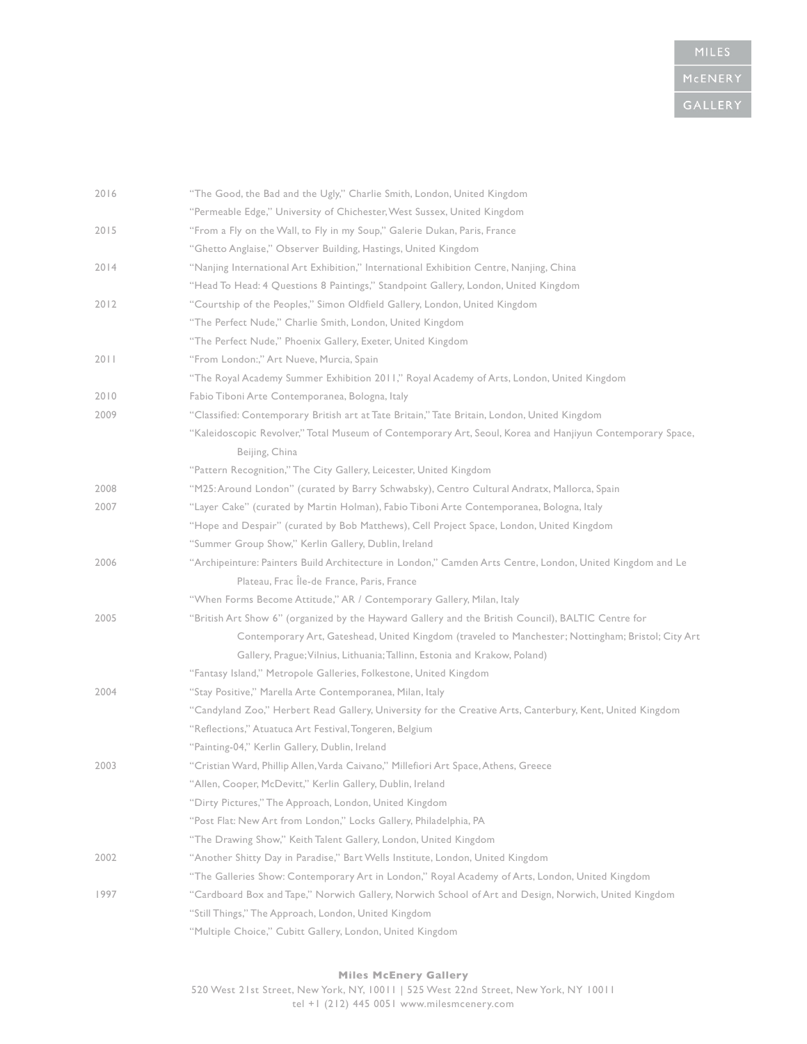| | |
|---|---|
| 2016 | "The Good, the Bad and the Ugly," Charlie Smith, London, United Kingdom |
| | "Permeable Edge," University of Chichester, West Sussex, United Kingdom |
| 2015 | "From a Fly on the Wall, to Fly in my Soup," Galerie Dukan, Paris, France |
| | "Ghetto Anglaise," Observer Building, Hastings, United Kingdom |
| 2014 | "Nanjing International Art Exhibition," International Exhibition Centre, Nanjing, China |
| | "Head To Head: 4 Questions 8 Paintings," Standpoint Gallery, London, United Kingdom |
| 2012 | "Courtship of the Peoples," Simon Oldfield Gallery, London, United Kingdom |
| | "The Perfect Nude," Charlie Smith, London, United Kingdom |
| | "The Perfect Nude," Phoenix Gallery, Exeter, United Kingdom |
| 2011 | "From London:," Art Nueve, Murcia, Spain |
| | "The Royal Academy Summer Exhibition 2011," Royal Academy of Arts, London, United Kingdom |
| 2010 | Fabio Tiboni Arte Contemporanea, Bologna, Italy |
| 2009 | "Classified: Contemporary British art at Tate Britain," Tate Britain, London, United Kingdom |
| | "Kaleidoscopic Revolver," Total Museum of Contemporary Art, Seoul, Korea and Hanjiyun Contemporary Space, Beijing, China |
| | "Pattern Recognition," The City Gallery, Leicester, United Kingdom |
| 2008 | "M25: Around London" (curated by Barry Schwabsky), Centro Cultural Andratx, Mallorca, Spain |
| 2007 | "Layer Cake" (curated by Martin Holman), Fabio Tiboni Arte Contemporanea, Bologna, Italy |
| | "Hope and Despair" (curated by Bob Matthews), Cell Project Space, London, United Kingdom |
| | "Summer Group Show," Kerlin Gallery, Dublin, Ireland |
| 2006 | "Archipeinture: Painters Build Architecture in London," Camden Arts Centre, London, United Kingdom and Le Plateau, Frac Île-de France, Paris, France |
| | "When Forms Become Attitude," AR / Contemporary Gallery, Milan, Italy |
| 2005 | "British Art Show 6" (organized by the Hayward Gallery and the British Council), BALTIC Centre for Contemporary Art, Gateshead, United Kingdom (traveled to Manchester; Nottingham; Bristol; City Art Gallery, Prague; Vilnius, Lithuania; Tallinn, Estonia and Krakow, Poland) |
| | "Fantasy Island," Metropole Galleries, Folkestone, United Kingdom |
| 2004 | "Stay Positive," Marella Arte Contemporanea, Milan, Italy |
| | "Candyland Zoo," Herbert Read Gallery, University for the Creative Arts, Canterbury, Kent, United Kingdom |
| | "Reflections," Atuatuca Art Festival, Tongeren, Belgium |
| | "Painting-04," Kerlin Gallery, Dublin, Ireland |
| 2003 | "Cristian Ward, Phillip Allen, Varda Caivano," Millefiori Art Space, Athens, Greece |
| | "Allen, Cooper, McDevitt," Kerlin Gallery, Dublin, Ireland |
| | "Dirty Pictures," The Approach, London, United Kingdom |
| | "Post Flat: New Art from London," Locks Gallery, Philadelphia, PA |
| | "The Drawing Show," Keith Talent Gallery, London, United Kingdom |
| 2002 | "Another Shitty Day in Paradise," Bart Wells Institute, London, United Kingdom |
| | "The Galleries Show: Contemporary Art in London," Royal Academy of Arts, London, United Kingdom |
| 1997 | "Cardboard Box and Tape," Norwich Gallery, Norwich School of Art and Design, Norwich, United Kingdom |
| | "Still Things," The Approach, London, United Kingdom |
| | "Multiple Choice," Cubitt Gallery, London, United Kingdom |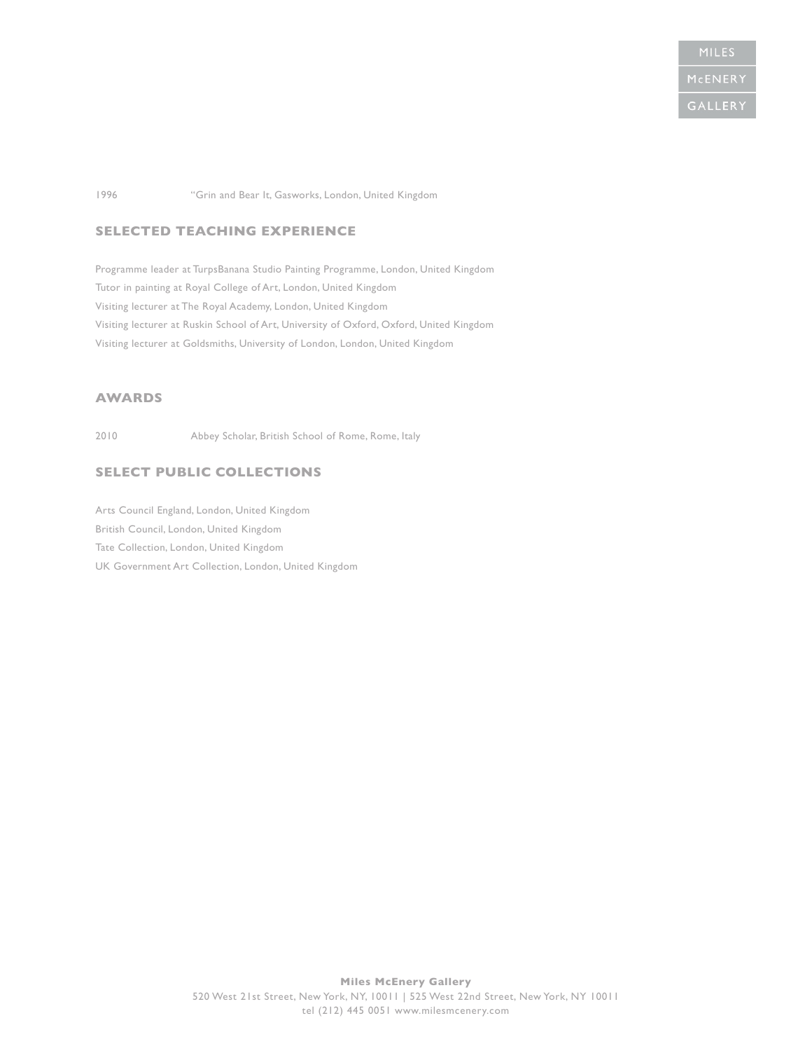1996 "Grin and Bear It, Gasworks, London, United Kingdom

## SELECTED TEACHING EXPERIENCE

Programme leader at TurpsBanana Studio Painting Programme, London, United Kingdom

Tutor in painting at Royal College of Art, London, United Kingdom

Visiting lecturer at The Royal Academy, London, United Kingdom

Visiting lecturer at Ruskin School of Art, University of Oxford, Oxford, United Kingdom

Visiting lecturer at Goldsmiths, University of London, London, United Kingdom

## AWARDS

2010 Abbey Scholar, British School of Rome, Rome, Italy

## SELECT PUBLIC COLLECTIONS

Arts Council England, London, United Kingdom

British Council, London, United Kingdom

Tate Collection, London, United Kingdom

UK Government Art Collection, London, United Kingdom